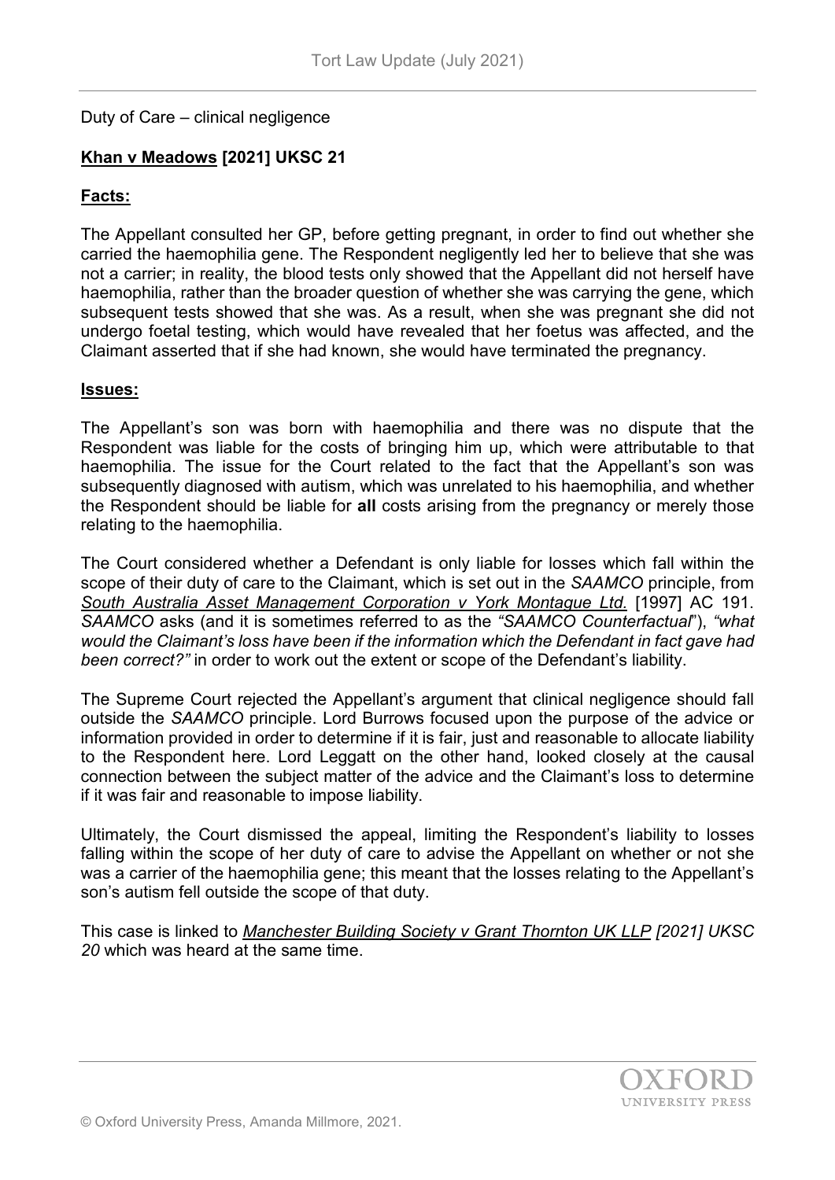Duty of Care – clinical negligence

## **Khan v Meadows [2021] UKSC 21**

### **Facts:**

The Appellant consulted her GP, before getting pregnant, in order to find out whether she carried the haemophilia gene. The Respondent negligently led her to believe that she was not a carrier; in reality, the blood tests only showed that the Appellant did not herself have haemophilia, rather than the broader question of whether she was carrying the gene, which subsequent tests showed that she was. As a result, when she was pregnant she did not undergo foetal testing, which would have revealed that her foetus was affected, and the Claimant asserted that if she had known, she would have terminated the pregnancy.

### **Issues:**

The Appellant's son was born with haemophilia and there was no dispute that the Respondent was liable for the costs of bringing him up, which were attributable to that haemophilia. The issue for the Court related to the fact that the Appellant's son was subsequently diagnosed with autism, which was unrelated to his haemophilia, and whether the Respondent should be liable for **all** costs arising from the pregnancy or merely those relating to the haemophilia.

The Court considered whether a Defendant is only liable for losses which fall within the scope of their duty of care to the Claimant, which is set out in the *SAAMCO* principle, from *South Australia Asset Management Corporation v York Montague Ltd.* [1997] AC 191. *SAAMCO* asks (and it is sometimes referred to as the *"SAAMCO Counterfactual"*), *"what would the Claimant's loss have been if the information which the Defendant in fact gave had been correct?"* in order to work out the extent or scope of the Defendant's liability.

The Supreme Court rejected the Appellant's argument that clinical negligence should fall outside the *SAAMCO* principle. Lord Burrows focused upon the purpose of the advice or information provided in order to determine if it is fair, just and reasonable to allocate liability to the Respondent here. Lord Leggatt on the other hand, looked closely at the causal connection between the subject matter of the advice and the Claimant's loss to determine if it was fair and reasonable to impose liability.

Ultimately, the Court dismissed the appeal, limiting the Respondent's liability to losses falling within the scope of her duty of care to advise the Appellant on whether or not she was a carrier of the haemophilia gene; this meant that the losses relating to the Appellant's son's autism fell outside the scope of that duty.

This case is linked to *Manchester Building Society v Grant Thornton UK LLP [2021] UKSC 20* which was heard at the same time.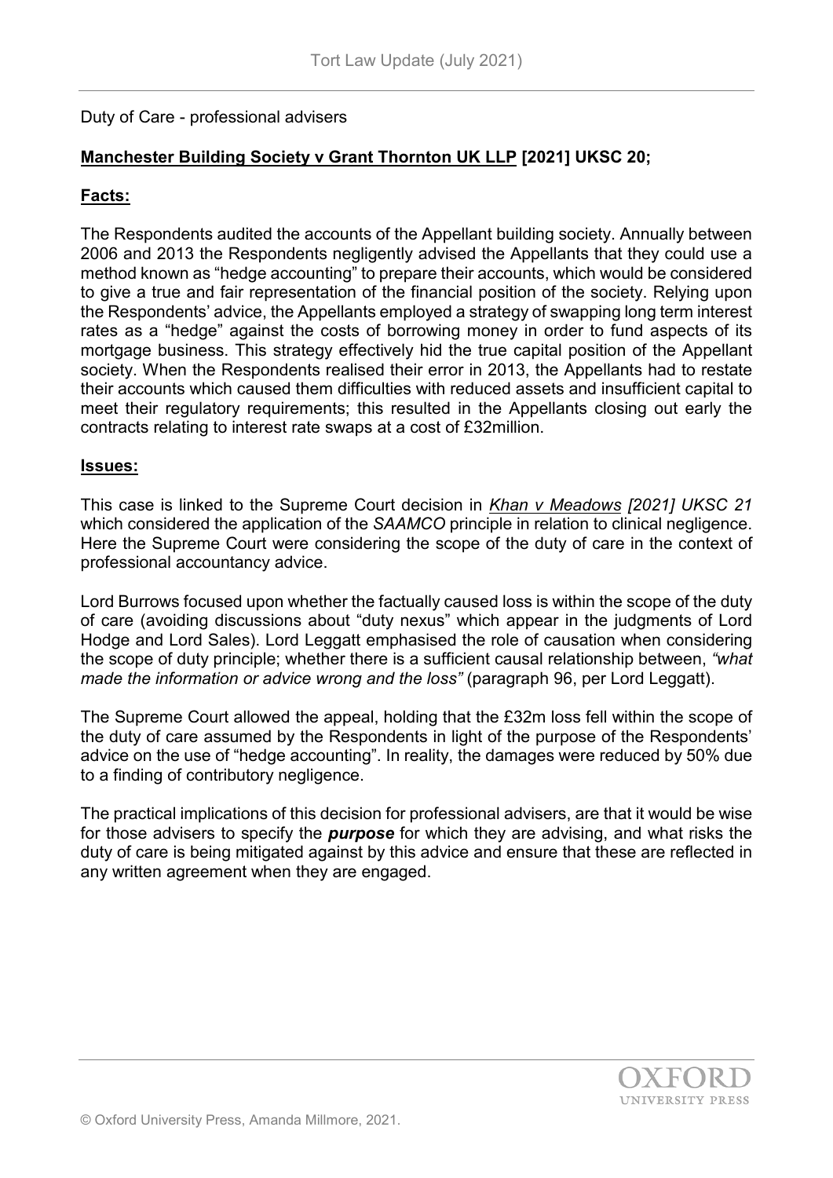Duty of Care - professional advisers

## **Manchester Building Society v Grant Thornton UK LLP [2021] UKSC 20;**

### **Facts:**

The Respondents audited the accounts of the Appellant building society. Annually between 2006 and 2013 the Respondents negligently advised the Appellants that they could use a method known as "hedge accounting" to prepare their accounts, which would be considered to give a true and fair representation of the financial position of the society. Relying upon the Respondents' advice, the Appellants employed a strategy of swapping long term interest rates as a "hedge" against the costs of borrowing money in order to fund aspects of its mortgage business. This strategy effectively hid the true capital position of the Appellant society. When the Respondents realised their error in 2013, the Appellants had to restate their accounts which caused them difficulties with reduced assets and insufficient capital to meet their regulatory requirements; this resulted in the Appellants closing out early the contracts relating to interest rate swaps at a cost of £32million.

### **Issues:**

This case is linked to the Supreme Court decision in *Khan v Meadows [2021] UKSC 21* which considered the application of the *SAAMCO* principle in relation to clinical negligence. Here the Supreme Court were considering the scope of the duty of care in the context of professional accountancy advice.

Lord Burrows focused upon whether the factually caused loss is within the scope of the duty of care (avoiding discussions about "duty nexus" which appear in the judgments of Lord Hodge and Lord Sales). Lord Leggatt emphasised the role of causation when considering the scope of duty principle; whether there is a sufficient causal relationship between, *"what made the information or advice wrong and the loss"* (paragraph 96, per Lord Leggatt).

The Supreme Court allowed the appeal, holding that the £32m loss fell within the scope of the duty of care assumed by the Respondents in light of the purpose of the Respondents' advice on the use of "hedge accounting". In reality, the damages were reduced by 50% due to a finding of contributory negligence.

The practical implications of this decision for professional advisers, are that it would be wise for those advisers to specify the ***purpose*** for which they are advising, and what risks the duty of care is being mitigated against by this advice and ensure that these are reflected in any written agreement when they are engaged.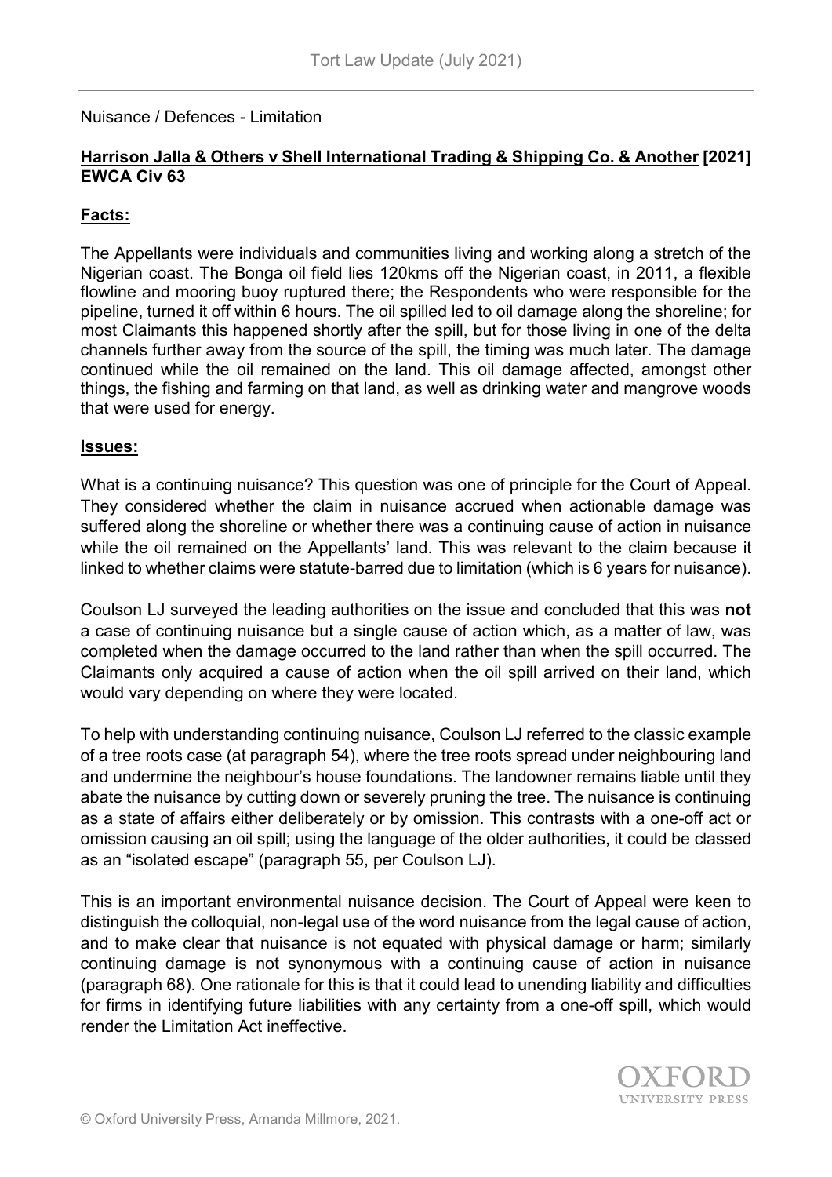Nuisance / Defences - Limitation

## **Harrison Jalla & Others v Shell International Trading & Shipping Co. & Another [2021] EWCA Civ 63**

### **Facts:**

The Appellants were individuals and communities living and working along a stretch of the Nigerian coast. The Bonga oil field lies 120kms off the Nigerian coast, in 2011, a flexible flowline and mooring buoy ruptured there; the Respondents who were responsible for the pipeline, turned it off within 6 hours. The oil spilled led to oil damage along the shoreline; for most Claimants this happened shortly after the spill, but for those living in one of the delta channels further away from the source of the spill, the timing was much later. The damage continued while the oil remained on the land. This oil damage affected, amongst other things, the fishing and farming on that land, as well as drinking water and mangrove woods that were used for energy.

### **Issues:**

What is a continuing nuisance? This question was one of principle for the Court of Appeal. They considered whether the claim in nuisance accrued when actionable damage was suffered along the shoreline or whether there was a continuing cause of action in nuisance while the oil remained on the Appellants' land. This was relevant to the claim because it linked to whether claims were statute-barred due to limitation (which is 6 years for nuisance).

Coulson LJ surveyed the leading authorities on the issue and concluded that this was **not** a case of continuing nuisance but a single cause of action which, as a matter of law, was completed when the damage occurred to the land rather than when the spill occurred. The Claimants only acquired a cause of action when the oil spill arrived on their land, which would vary depending on where they were located.

To help with understanding continuing nuisance, Coulson LJ referred to the classic example of a tree roots case (at paragraph 54), where the tree roots spread under neighbouring land and undermine the neighbour's house foundations. The landowner remains liable until they abate the nuisance by cutting down or severely pruning the tree. The nuisance is continuing as a state of affairs either deliberately or by omission. This contrasts with a one-off act or omission causing an oil spill; using the language of the older authorities, it could be classed as an "isolated escape" (paragraph 55, per Coulson LJ).

This is an important environmental nuisance decision. The Court of Appeal were keen to distinguish the colloquial, non-legal use of the word nuisance from the legal cause of action, and to make clear that nuisance is not equated with physical damage or harm; similarly continuing damage is not synonymous with a continuing cause of action in nuisance (paragraph 68). One rationale for this is that it could lead to unending liability and difficulties for firms in identifying future liabilities with any certainty from a one-off spill, which would render the Limitation Act ineffective.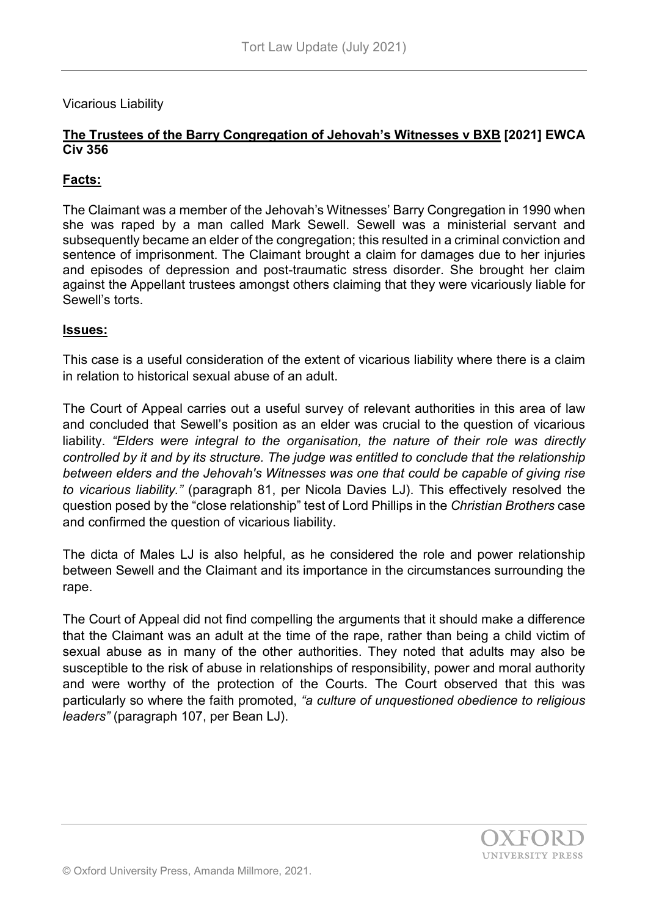Vicarious Liability

**The Trustees of the Barry Congregation of Jehovah's Witnesses v BXB [2021] EWCA Civ 356**

**Facts:**

The Claimant was a member of the Jehovah's Witnesses' Barry Congregation in 1990 when she was raped by a man called Mark Sewell. Sewell was a ministerial servant and subsequently became an elder of the congregation; this resulted in a criminal conviction and sentence of imprisonment. The Claimant brought a claim for damages due to her injuries and episodes of depression and post-traumatic stress disorder. She brought her claim against the Appellant trustees amongst others claiming that they were vicariously liable for Sewell's torts.

**Issues:**

This case is a useful consideration of the extent of vicarious liability where there is a claim in relation to historical sexual abuse of an adult.

The Court of Appeal carries out a useful survey of relevant authorities in this area of law and concluded that Sewell's position as an elder was crucial to the question of vicarious liability. *"Elders were integral to the organisation, the nature of their role was directly controlled by it and by its structure. The judge was entitled to conclude that the relationship between elders and the Jehovah's Witnesses was one that could be capable of giving rise to vicarious liability."* (paragraph 81, per Nicola Davies LJ). This effectively resolved the question posed by the "close relationship" test of Lord Phillips in the *Christian Brothers* case and confirmed the question of vicarious liability.

The dicta of Males LJ is also helpful, as he considered the role and power relationship between Sewell and the Claimant and its importance in the circumstances surrounding the rape.

The Court of Appeal did not find compelling the arguments that it should make a difference that the Claimant was an adult at the time of the rape, rather than being a child victim of sexual abuse as in many of the other authorities. They noted that adults may also be susceptible to the risk of abuse in relationships of responsibility, power and moral authority and were worthy of the protection of the Courts. The Court observed that this was particularly so where the faith promoted, *"a culture of unquestioned obedience to religious leaders"* (paragraph 107, per Bean LJ).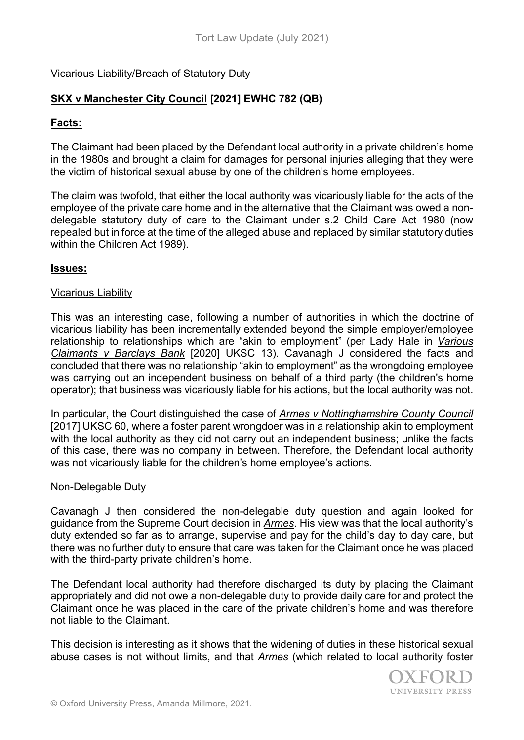Vicarious Liability/Breach of Statutory Duty

## **SKX v Manchester City Council [2021] EWHC 782 (QB)**

### **Facts:**

The Claimant had been placed by the Defendant local authority in a private children's home in the 1980s and brought a claim for damages for personal injuries alleging that they were the victim of historical sexual abuse by one of the children's home employees.

The claim was twofold, that either the local authority was vicariously liable for the acts of the employee of the private care home and in the alternative that the Claimant was owed a non-delegable statutory duty of care to the Claimant under s.2 Child Care Act 1980 (now repealed but in force at the time of the alleged abuse and replaced by similar statutory duties within the Children Act 1989).

### **Issues:**

Vicarious Liability

This was an interesting case, following a number of authorities in which the doctrine of vicarious liability has been incrementally extended beyond the simple employer/employee relationship to relationships which are "akin to employment" (per Lady Hale in *Various Claimants v Barclays Bank* [2020] UKSC 13). Cavanagh J considered the facts and concluded that there was no relationship "akin to employment" as the wrongdoing employee was carrying out an independent business on behalf of a third party (the children's home operator); that business was vicariously liable for his actions, but the local authority was not.

In particular, the Court distinguished the case of *Armes v Nottinghamshire County Council* [2017] UKSC 60, where a foster parent wrongdoer was in a relationship akin to employment with the local authority as they did not carry out an independent business; unlike the facts of this case, there was no company in between. Therefore, the Defendant local authority was not vicariously liable for the children's home employee's actions.

Non-Delegable Duty

Cavanagh J then considered the non-delegable duty question and again looked for guidance from the Supreme Court decision in *Armes*. His view was that the local authority's duty extended so far as to arrange, supervise and pay for the child's day to day care, but there was no further duty to ensure that care was taken for the Claimant once he was placed with the third-party private children's home.

The Defendant local authority had therefore discharged its duty by placing the Claimant appropriately and did not owe a non-delegable duty to provide daily care for and protect the Claimant once he was placed in the care of the private children's home and was therefore not liable to the Claimant.

This decision is interesting as it shows that the widening of duties in these historical sexual abuse cases is not without limits, and that *Armes* (which related to local authority foster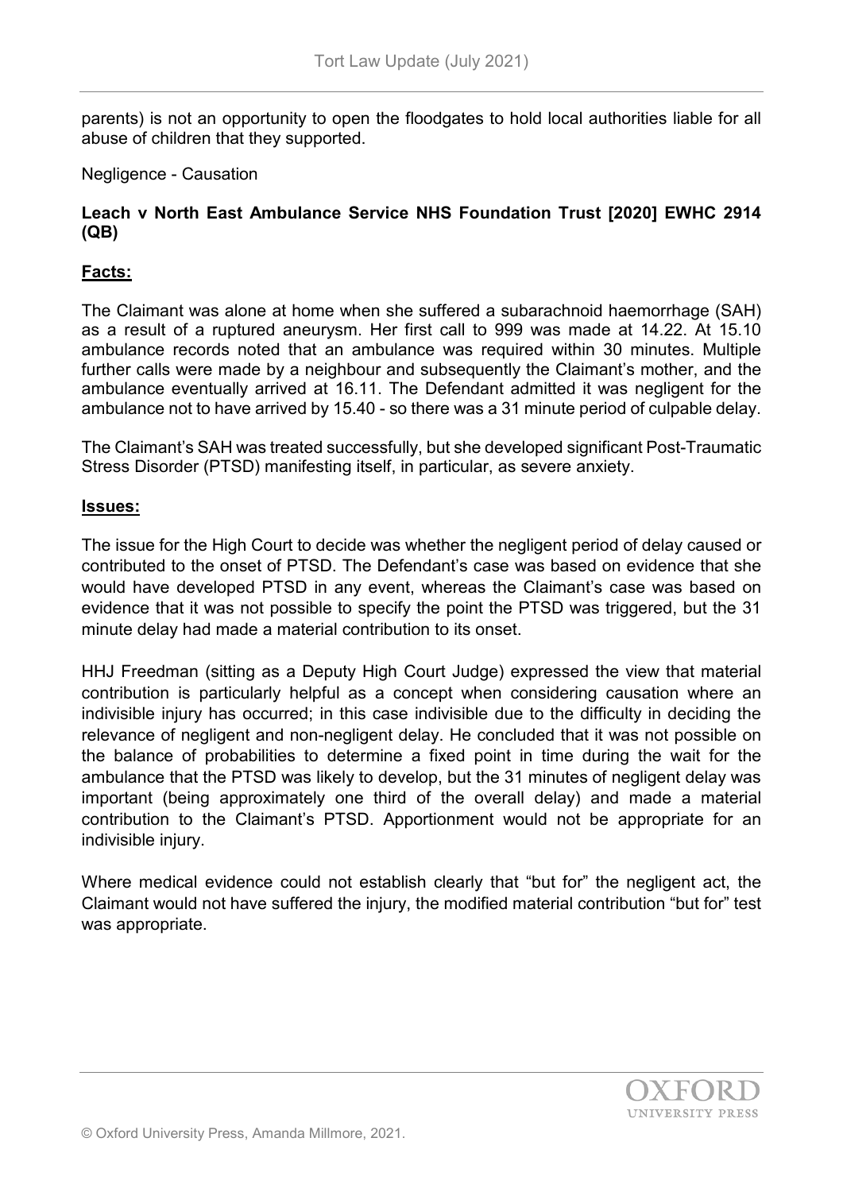parents) is not an opportunity to open the floodgates to hold local authorities liable for all abuse of children that they supported.

Negligence - Causation

**Leach v North East Ambulance Service NHS Foundation Trust [2020] EWHC 2914 (QB)**

**Facts:**

The Claimant was alone at home when she suffered a subarachnoid haemorrhage (SAH) as a result of a ruptured aneurysm. Her first call to 999 was made at 14.22. At 15.10 ambulance records noted that an ambulance was required within 30 minutes. Multiple further calls were made by a neighbour and subsequently the Claimant's mother, and the ambulance eventually arrived at 16.11. The Defendant admitted it was negligent for the ambulance not to have arrived by 15.40 - so there was a 31 minute period of culpable delay.

The Claimant's SAH was treated successfully, but she developed significant Post-Traumatic Stress Disorder (PTSD) manifesting itself, in particular, as severe anxiety.

**Issues:**

The issue for the High Court to decide was whether the negligent period of delay caused or contributed to the onset of PTSD. The Defendant's case was based on evidence that she would have developed PTSD in any event, whereas the Claimant's case was based on evidence that it was not possible to specify the point the PTSD was triggered, but the 31 minute delay had made a material contribution to its onset.

HHJ Freedman (sitting as a Deputy High Court Judge) expressed the view that material contribution is particularly helpful as a concept when considering causation where an indivisible injury has occurred; in this case indivisible due to the difficulty in deciding the relevance of negligent and non-negligent delay. He concluded that it was not possible on the balance of probabilities to determine a fixed point in time during the wait for the ambulance that the PTSD was likely to develop, but the 31 minutes of negligent delay was important (being approximately one third of the overall delay) and made a material contribution to the Claimant's PTSD. Apportionment would not be appropriate for an indivisible injury.

Where medical evidence could not establish clearly that "but for" the negligent act, the Claimant would not have suffered the injury, the modified material contribution "but for" test was appropriate.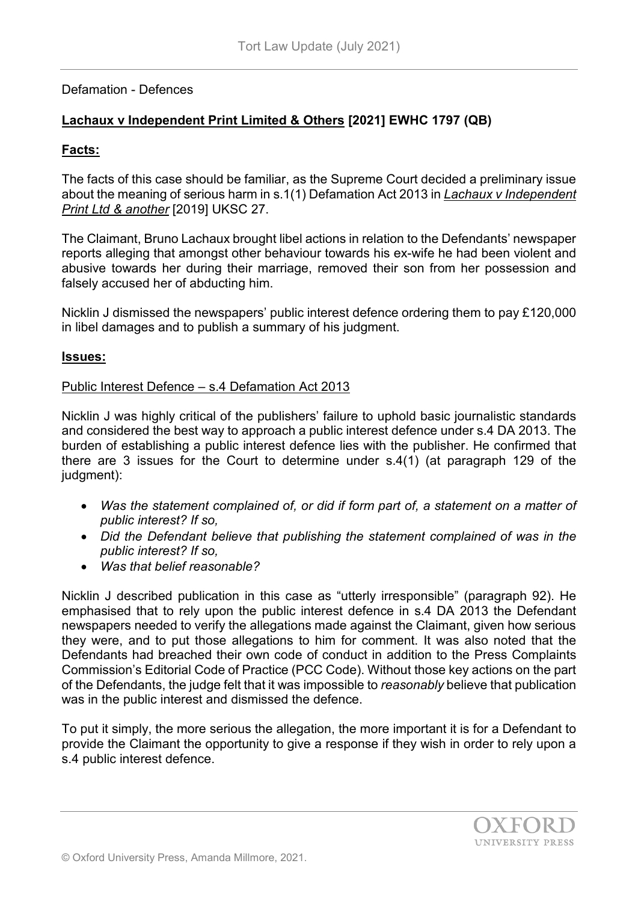Defamation - Defences

## **Lachaux v Independent Print Limited & Others [2021] EWHC 1797 (QB)**

### **Facts:**

The facts of this case should be familiar, as the Supreme Court decided a preliminary issue about the meaning of serious harm in s.1(1) Defamation Act 2013 in *Lachaux v Independent Print Ltd & another* [2019] UKSC 27.

The Claimant, Bruno Lachaux brought libel actions in relation to the Defendants' newspaper reports alleging that amongst other behaviour towards his ex-wife he had been violent and abusive towards her during their marriage, removed their son from her possession and falsely accused her of abducting him.

Nicklin J dismissed the newspapers' public interest defence ordering them to pay £120,000 in libel damages and to publish a summary of his judgment.

### **Issues:**

Public Interest Defence – s.4 Defamation Act 2013

Nicklin J was highly critical of the publishers' failure to uphold basic journalistic standards and considered the best way to approach a public interest defence under s.4 DA 2013. The burden of establishing a public interest defence lies with the publisher. He confirmed that there are 3 issues for the Court to determine under s.4(1) (at paragraph 129 of the judgment):

- *Was the statement complained of, or did if form part of, a statement on a matter of public interest? If so,*
- *Did the Defendant believe that publishing the statement complained of was in the public interest? If so,*
- *Was that belief reasonable?*

Nicklin J described publication in this case as "utterly irresponsible" (paragraph 92). He emphasised that to rely upon the public interest defence in s.4 DA 2013 the Defendant newspapers needed to verify the allegations made against the Claimant, given how serious they were, and to put those allegations to him for comment. It was also noted that the Defendants had breached their own code of conduct in addition to the Press Complaints Commission's Editorial Code of Practice (PCC Code). Without those key actions on the part of the Defendants, the judge felt that it was impossible to *reasonably* believe that publication was in the public interest and dismissed the defence.

To put it simply, the more serious the allegation, the more important it is for a Defendant to provide the Claimant the opportunity to give a response if they wish in order to rely upon a s.4 public interest defence.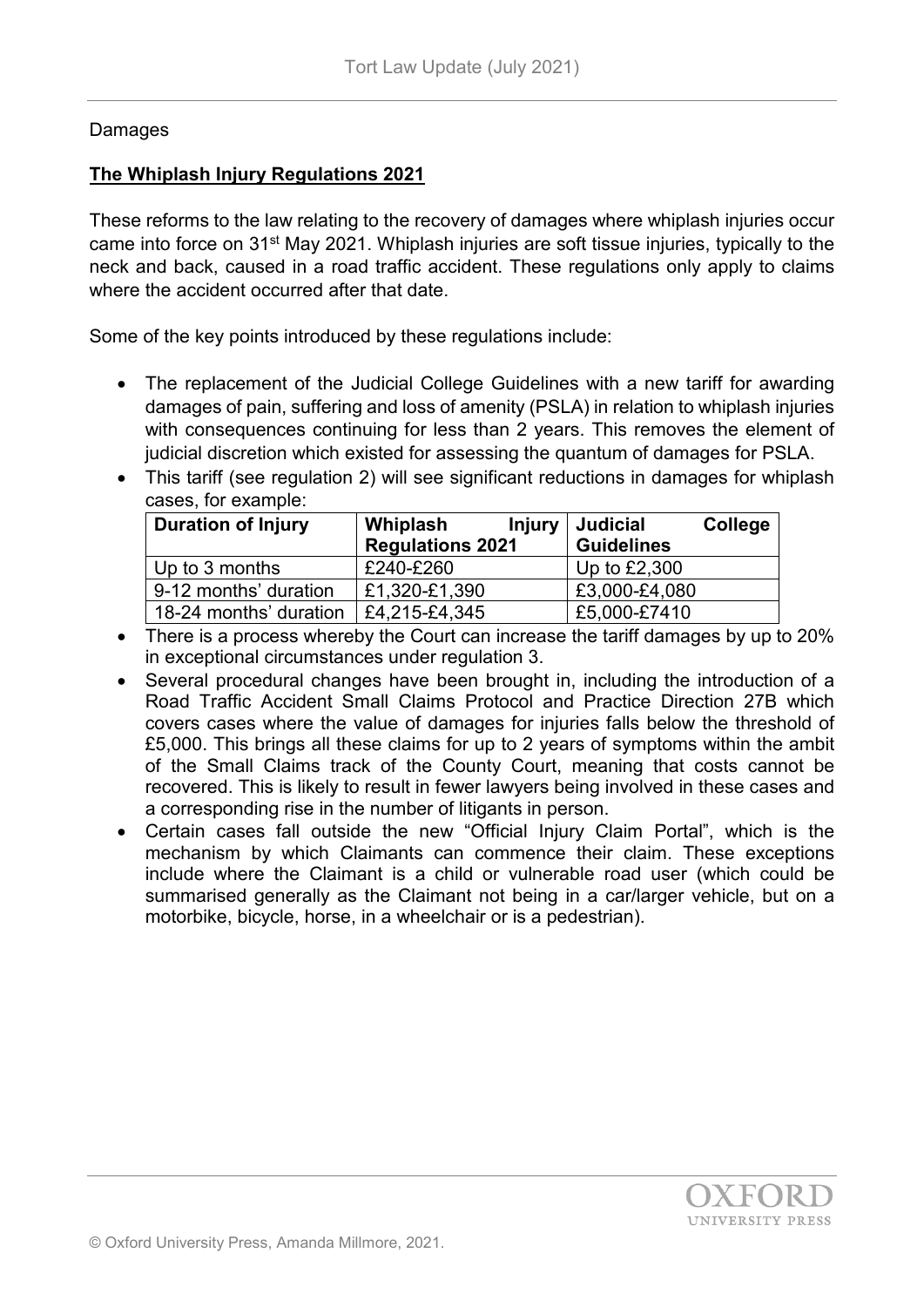Damages

## The Whiplash Injury Regulations 2021

These reforms to the law relating to the recovery of damages where whiplash injuries occur came into force on 31st May 2021. Whiplash injuries are soft tissue injuries, typically to the neck and back, caused in a road traffic accident. These regulations only apply to claims where the accident occurred after that date.

Some of the key points introduced by these regulations include:

- The replacement of the Judicial College Guidelines with a new tariff for awarding damages of pain, suffering and loss of amenity (PSLA) in relation to whiplash injuries with consequences continuing for less than 2 years. This removes the element of judicial discretion which existed for assessing the quantum of damages for PSLA.
- This tariff (see regulation 2) will see significant reductions in damages for whiplash cases, for example:

| Duration of Injury | Whiplash Injury Regulations 2021 | Judicial College Guidelines |
|---|---|---|
| Up to 3 months | £240-£260 | Up to £2,300 |
| 9-12 months' duration | £1,320-£1,390 | £3,000-£4,080 |
| 18-24 months' duration | £4,215-£4,345 | £5,000-£7410 |

- There is a process whereby the Court can increase the tariff damages by up to 20% in exceptional circumstances under regulation 3.
- Several procedural changes have been brought in, including the introduction of a Road Traffic Accident Small Claims Protocol and Practice Direction 27B which covers cases where the value of damages for injuries falls below the threshold of £5,000. This brings all these claims for up to 2 years of symptoms within the ambit of the Small Claims track of the County Court, meaning that costs cannot be recovered. This is likely to result in fewer lawyers being involved in these cases and a corresponding rise in the number of litigants in person.
- Certain cases fall outside the new "Official Injury Claim Portal", which is the mechanism by which Claimants can commence their claim. These exceptions include where the Claimant is a child or vulnerable road user (which could be summarised generally as the Claimant not being in a car/larger vehicle, but on a motorbike, bicycle, horse, in a wheelchair or is a pedestrian).